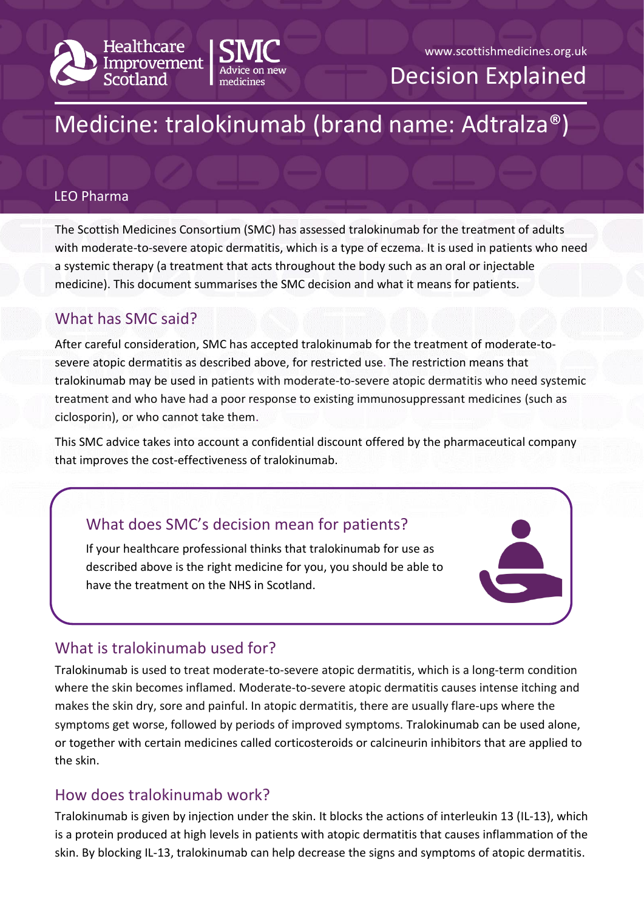Healthcare Improvement Scotland | SMC Advice on new medicines

www.scottishmedicines.org.uk

Decision Explained

# Medicine: tralokinumab (brand name: Adtralza®)

LEO Pharma

The Scottish Medicines Consortium (SMC) has assessed tralokinumab for the treatment of adults with moderate-to-severe atopic dermatitis, which is a type of eczema. It is used in patients who need a systemic therapy (a treatment that acts throughout the body such as an oral or injectable medicine). This document summarises the SMC decision and what it means for patients.

## What has SMC said?

After careful consideration, SMC has accepted tralokinumab for the treatment of moderate-to-severe atopic dermatitis as described above, for restricted use. The restriction means that tralokinumab may be used in patients with moderate-to-severe atopic dermatitis who need systemic treatment and who have had a poor response to existing immunosuppressant medicines (such as ciclosporin), or who cannot take them.

This SMC advice takes into account a confidential discount offered by the pharmaceutical company that improves the cost-effectiveness of tralokinumab.

### What does SMC's decision mean for patients?

If your healthcare professional thinks that tralokinumab for use as described above is the right medicine for you, you should be able to have the treatment on the NHS in Scotland.

## What is tralokinumab used for?

Tralokinumab is used to treat moderate-to-severe atopic dermatitis, which is a long-term condition where the skin becomes inflamed. Moderate-to-severe atopic dermatitis causes intense itching and makes the skin dry, sore and painful. In atopic dermatitis, there are usually flare-ups where the symptoms get worse, followed by periods of improved symptoms. Tralokinumab can be used alone, or together with certain medicines called corticosteroids or calcineurin inhibitors that are applied to the skin.

## How does tralokinumab work?

Tralokinumab is given by injection under the skin. It blocks the actions of interleukin 13 (IL-13), which is a protein produced at high levels in patients with atopic dermatitis that causes inflammation of the skin. By blocking IL-13, tralokinumab can help decrease the signs and symptoms of atopic dermatitis.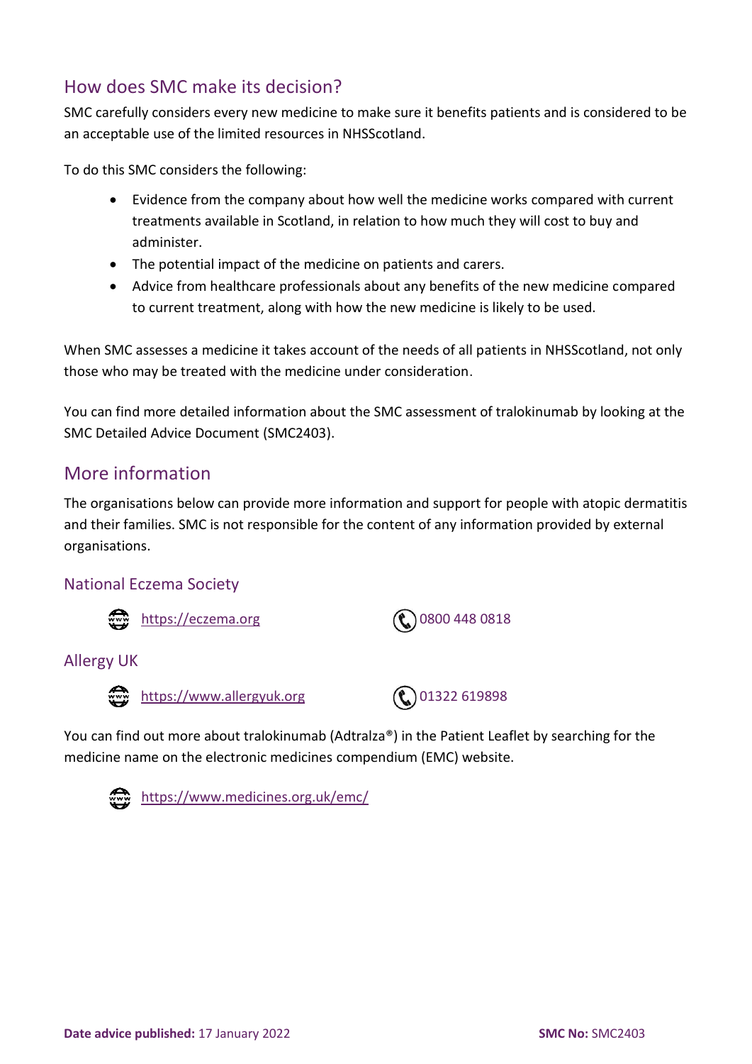## How does SMC make its decision?

SMC carefully considers every new medicine to make sure it benefits patients and is considered to be an acceptable use of the limited resources in NHSScotland.

To do this SMC considers the following:

- Evidence from the company about how well the medicine works compared with current treatments available in Scotland, in relation to how much they will cost to buy and administer.
- The potential impact of the medicine on patients and carers.
- Advice from healthcare professionals about any benefits of the new medicine compared to current treatment, along with how the new medicine is likely to be used.

When SMC assesses a medicine it takes account of the needs of all patients in NHSScotland, not only those who may be treated with the medicine under consideration.

You can find more detailed information about the SMC assessment of tralokinumab by looking at the SMC Detailed Advice Document (SMC2403).

## More information

The organisations below can provide more information and support for people with atopic dermatitis and their families. SMC is not responsible for the content of any information provided by external organisations.

### National Eczema Society

https://eczema.org

0800 448 0818

### Allergy UK

https://www.allergyuk.org

01322 619898

You can find out more about tralokinumab (Adtralza®) in the Patient Leaflet by searching for the medicine name on the electronic medicines compendium (EMC) website.

https://www.medicines.org.uk/emc/

**Date advice published:** 17 January 2022

**SMC No:** SMC2403